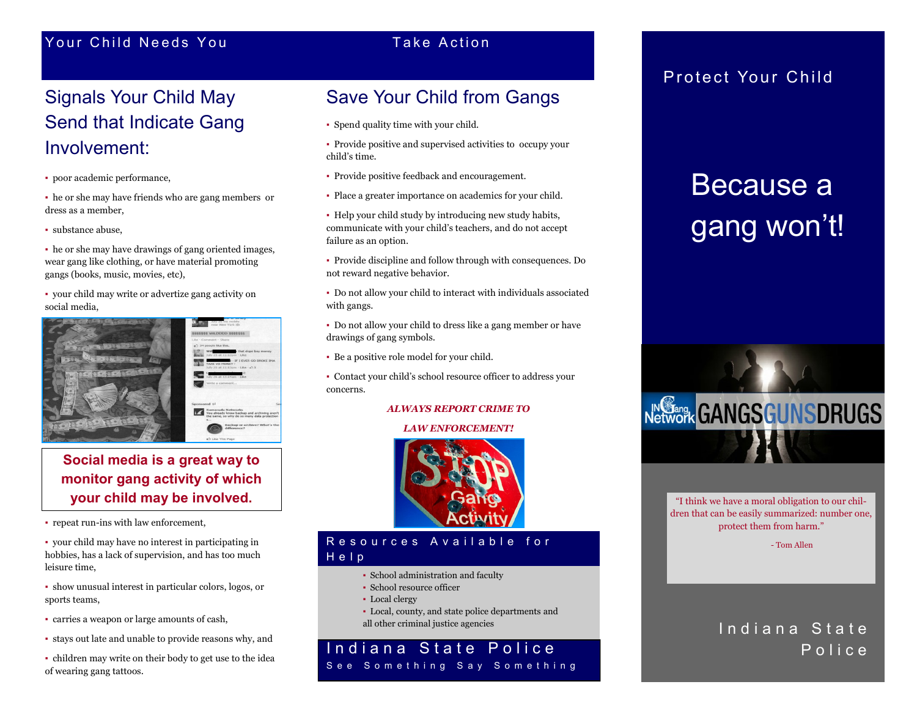Your Child Needs You

## Signals Your Child May Send that Indicate Gang Involvement:

- poor academic performance,
- he or she may have friends who are gang members or dress as a member,
- substance abuse,
- he or she may have drawings of gang oriented images, wear gang like clothing, or have material promoting gangs (books, music, movies, etc),
- your child may write or advertize gang activity on social media,

**Social media is a great way to monitor gang activity of which your child may be involved.**

- repeat run-ins with law enforcement,
- your child may have no interest in participating in hobbies, has a lack of supervision, and has too much leisure time,
- show unusual interest in particular colors, logos, or sports teams,
- carries a weapon or large amounts of cash,
- stays out late and unable to provide reasons why, and
- children may write on their body to get use to the idea of wearing gang tattoos.

Take Action

## Save Your Child from Gangs

- Spend quality time with your child.
- Provide positive and supervised activities to occupy your child's time.
- Provide positive feedback and encouragement.
- Place a greater importance on academics for your child.
- Help your child study by introducing new study habits, communicate with your child's teachers, and do not accept failure as an option.
- Provide discipline and follow through with consequences. Do not reward negative behavior.
- Do not allow your child to interact with individuals associated with gangs.
- Do not allow your child to dress like a gang member or have drawings of gang symbols.
- Be a positive role model for your child.
- Contact your child's school resource officer to address your concerns.

***ALWAYS REPORT CRIME TO LAW ENFORCEMENT!***

### Resources Available for Help

- School administration and faculty
- School resource officer
- Local clergy
- Local, county, and state police departments and all other criminal justice agencies

**Indiana State Police**

See Something Say Something

## Protect Your Child

# Because a gang won't!

IN Gang Network GANGS GUNS DRUGS

"I think we have a moral obligation to our children that can be easily summarized: number one, protect them from harm."

- Tom Allen

Indiana State Police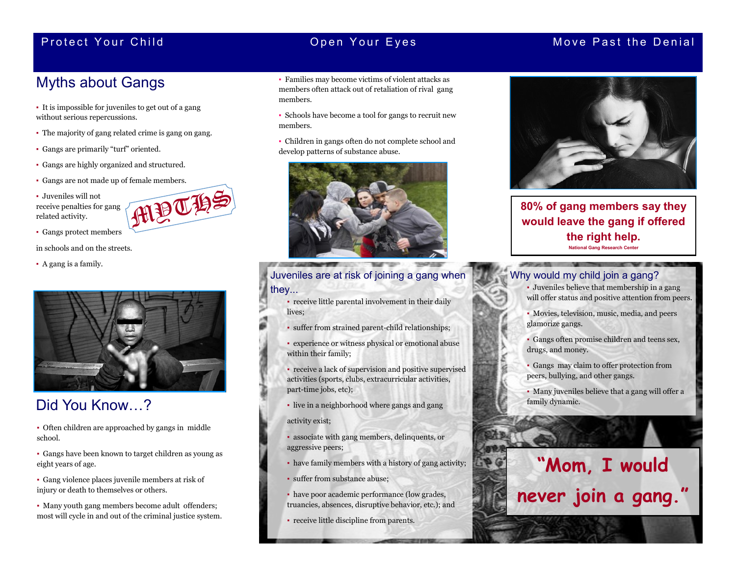Protect Your Child     Open Your Eyes     Move Past the Denial

## Myths about Gangs

- It is impossible for juveniles to get out of a gang without serious repercussions.
- The majority of gang related crime is gang on gang.
- Gangs are primarily "turf" oriented.
- Gangs are highly organized and structured.
- Gangs are not made up of female members.
- Juveniles will not receive penalties for gang related activity.
- Gangs protect members in schools and on the streets.
- A gang is a family.

MYTHS

## Did You Know…?

- Often children are approached by gangs in middle school.
- Gangs have been known to target children as young as eight years of age.
- Gang violence places juvenile members at risk of injury or death to themselves or others.
- Many youth gang members become adult offenders; most will cycle in and out of the criminal justice system.
- Families may become victims of violent attacks as members often attack out of retaliation of rival gang members.
- Schools have become a tool for gangs to recruit new members.
- Children in gangs often do not complete school and develop patterns of substance abuse.

## Juveniles are at risk of joining a gang when they...

- receive little parental involvement in their daily lives;
- suffer from strained parent-child relationships;
- experience or witness physical or emotional abuse within their family;
- receive a lack of supervision and positive supervised activities (sports, clubs, extracurricular activities, part-time jobs, etc);
- live in a neighborhood where gangs and gang activity exist;
- associate with gang members, delinquents, or aggressive peers;
- have family members with a history of gang activity;
- suffer from substance abuse;
- have poor academic performance (low grades, truancies, absences, disruptive behavior, etc.); and
- receive little discipline from parents.

**80% of gang members say they would leave the gang if offered the right help.**

National Gang Research Center

## Why would my child join a gang?

- Juveniles believe that membership in a gang will offer status and positive attention from peers.
- Movies, television, music, media, and peers glamorize gangs.
- Gangs often promise children and teens sex, drugs, and money.
- Gangs may claim to offer protection from peers, bullying, and other gangs.
- Many juveniles believe that a gang will offer a family dynamic.

**"Mom, I would never join a gang."**